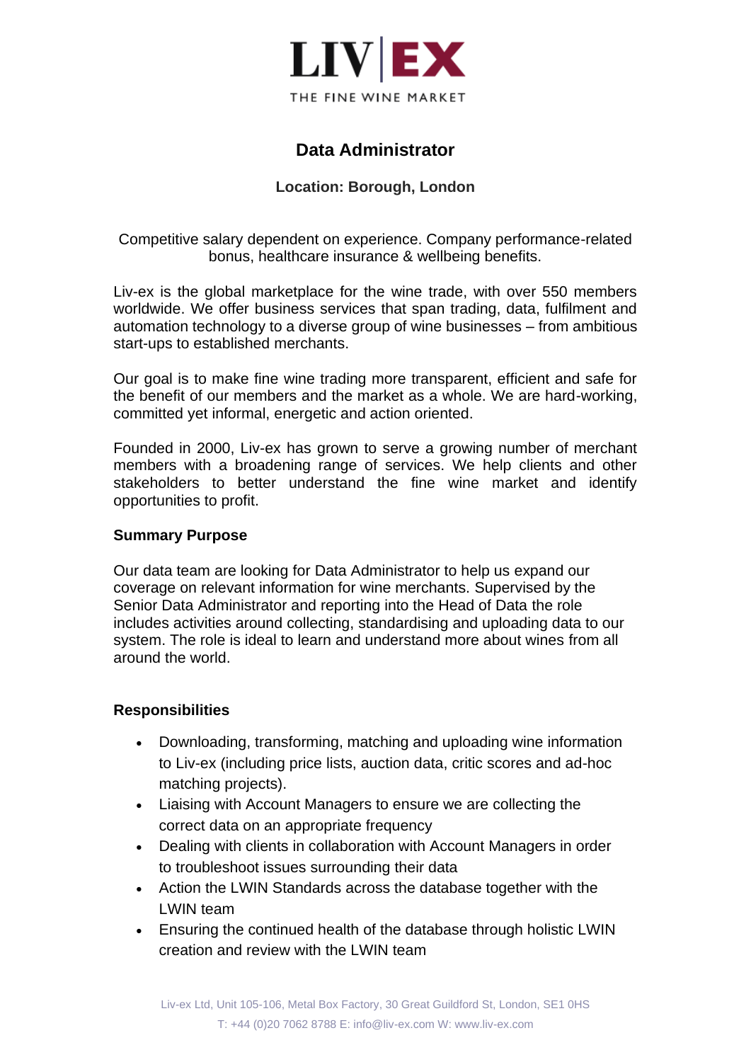LIV|EX

THE FINE WINE MARKET

# Data Administrator

### Location: Borough, London

Competitive salary dependent on experience. Company performance-related bonus, healthcare insurance & wellbeing benefits.

Liv-ex is the global marketplace for the wine trade, with over 550 members worldwide. We offer business services that span trading, data, fulfilment and automation technology to a diverse group of wine businesses – from ambitious start-ups to established merchants.

Our goal is to make fine wine trading more transparent, efficient and safe for the benefit of our members and the market as a whole. We are hard-working, committed yet informal, energetic and action oriented.

Founded in 2000, Liv-ex has grown to serve a growing number of merchant members with a broadening range of services. We help clients and other stakeholders to better understand the fine wine market and identify opportunities to profit.

## Summary Purpose

Our data team are looking for Data Administrator to help us expand our coverage on relevant information for wine merchants. Supervised by the Senior Data Administrator and reporting into the Head of Data the role includes activities around collecting, standardising and uploading data to our system. The role is ideal to learn and understand more about wines from all around the world.

## Responsibilities

- Downloading, transforming, matching and uploading wine information to Liv-ex (including price lists, auction data, critic scores and ad-hoc matching projects).
- Liaising with Account Managers to ensure we are collecting the correct data on an appropriate frequency
- Dealing with clients in collaboration with Account Managers in order to troubleshoot issues surrounding their data
- Action the LWIN Standards across the database together with the LWIN team
- Ensuring the continued health of the database through holistic LWIN creation and review with the LWIN team

Liv-ex Ltd, Unit 105-106, Metal Box Factory, 30 Great Guildford St, London, SE1 0HS
T: +44 (0)20 7062 8788 E: info@liv-ex.com W: www.liv-ex.com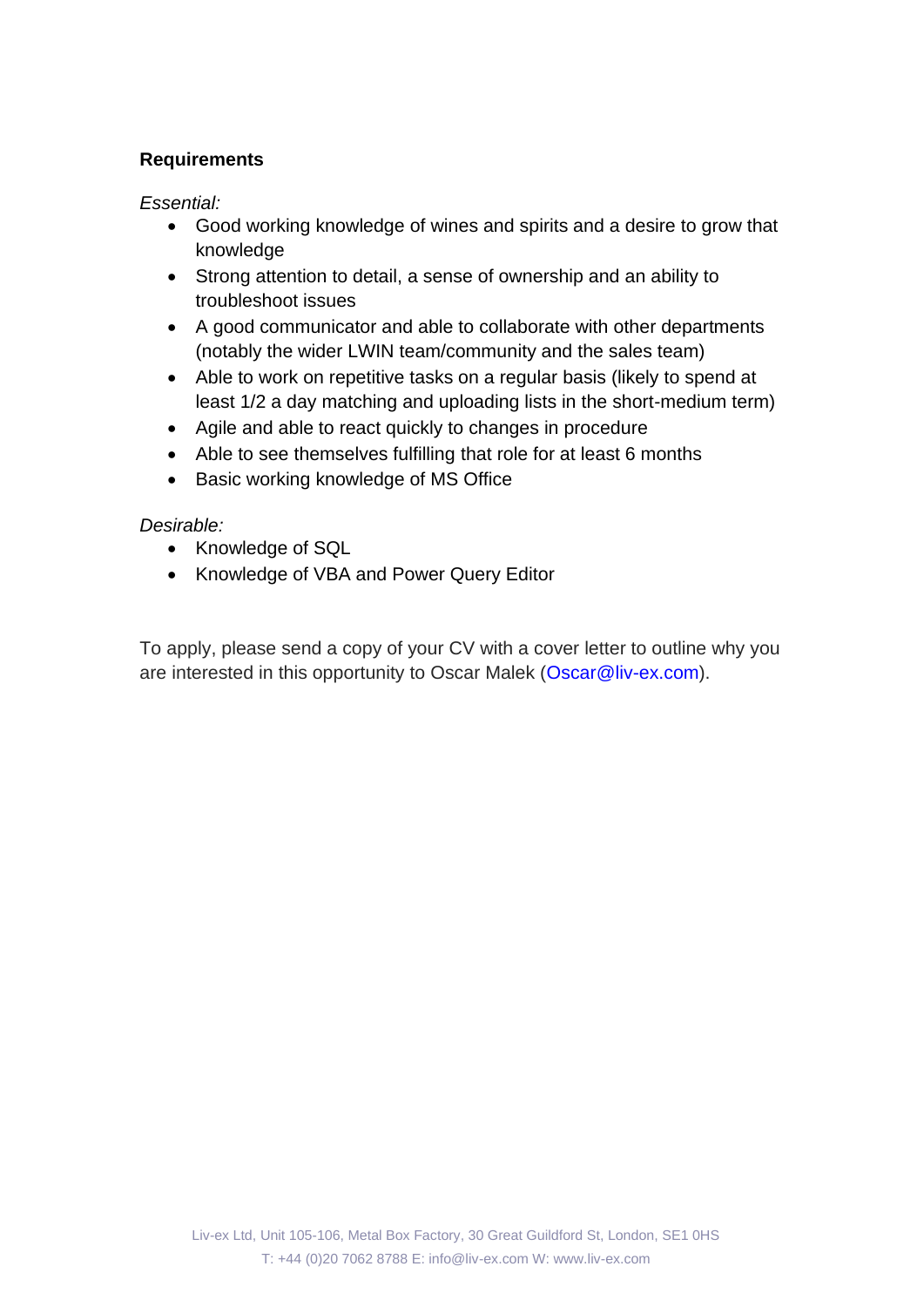**Requirements**

*Essential:*

- Good working knowledge of wines and spirits and a desire to grow that knowledge
- Strong attention to detail, a sense of ownership and an ability to troubleshoot issues
- A good communicator and able to collaborate with other departments (notably the wider LWIN team/community and the sales team)
- Able to work on repetitive tasks on a regular basis (likely to spend at least 1/2 a day matching and uploading lists in the short-medium term)
- Agile and able to react quickly to changes in procedure
- Able to see themselves fulfilling that role for at least 6 months
- Basic working knowledge of MS Office

*Desirable:*

- Knowledge of SQL
- Knowledge of VBA and Power Query Editor

To apply, please send a copy of your CV with a cover letter to outline why you are interested in this opportunity to Oscar Malek (Oscar@liv-ex.com).